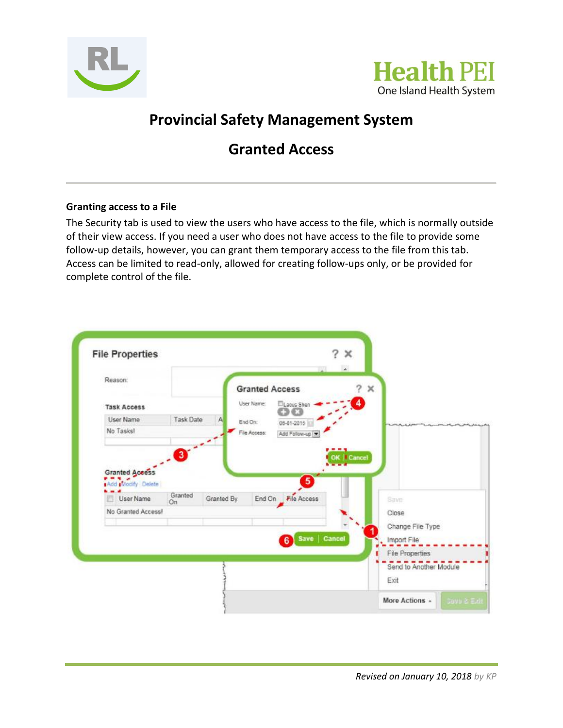# Provincial Safety Management System

## Granted Access

### Granting access to a File

The Security tab is used to view the users who have access to the file, which is normally outside of their view access. If you need a user who does not have access to the file to provide some follow-up details, however, you can grant them temporary access to the file from this tab. Access can be limited to read-only, allowed for creating follow-ups only, or be provided for complete control of the file.

*Revised on January 10, 2018* by KP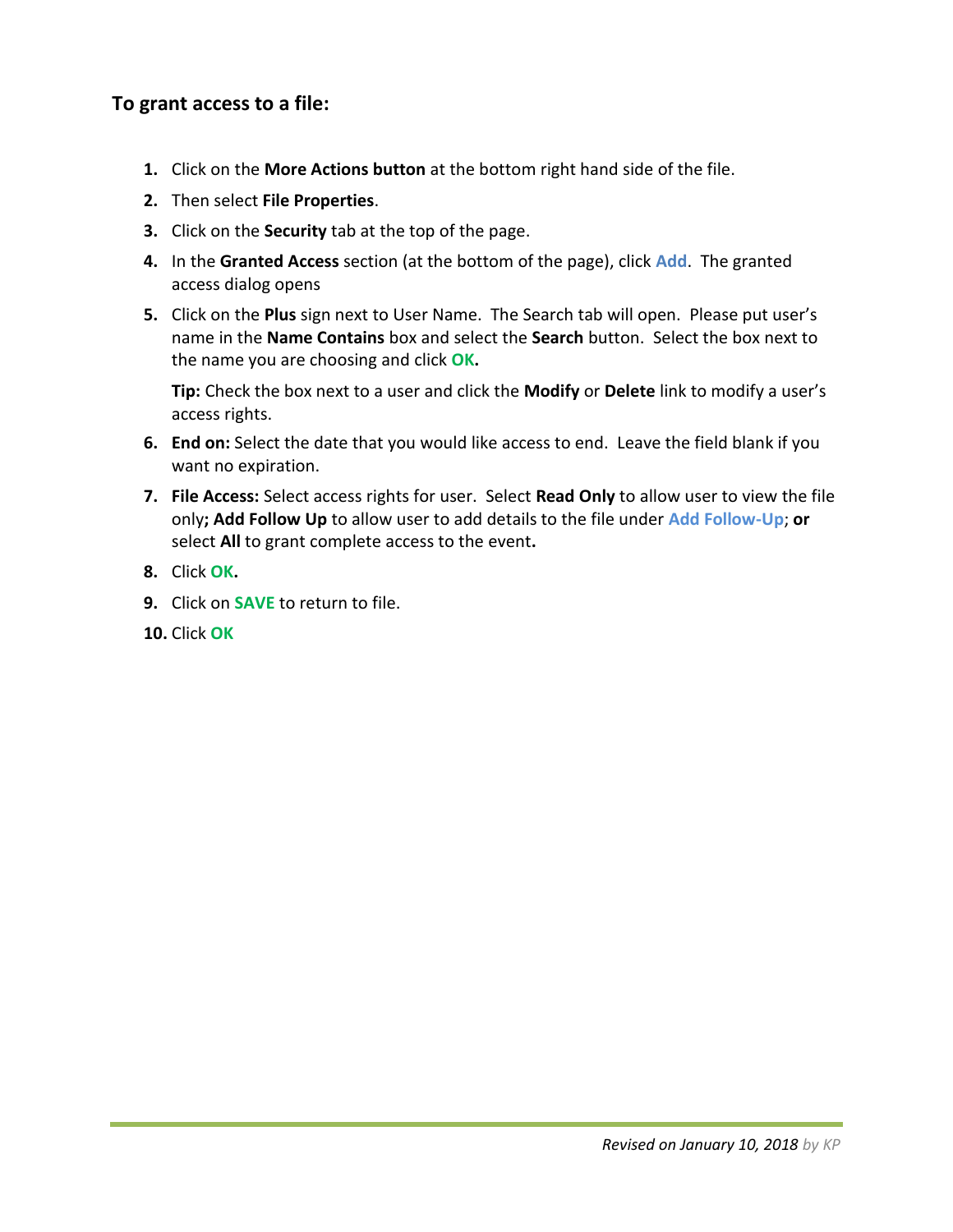### To grant access to a file:

1. Click on the **More Actions button** at the bottom right hand side of the file.
2. Then select **File Properties**.
3. Click on the **Security** tab at the top of the page.
4. In the **Granted Access** section (at the bottom of the page), click **Add**. The granted access dialog opens
5. Click on the **Plus** sign next to User Name. The Search tab will open. Please put user's name in the **Name Contains** box and select the **Search** button. Select the box next to the name you are choosing and click **OK.**

   **Tip:** Check the box next to a user and click the **Modify** or **Delete** link to modify a user's access rights.
6. **End on:** Select the date that you would like access to end. Leave the field blank if you want no expiration.
7. **File Access:** Select access rights for user. Select **Read Only** to allow user to view the file only**; Add Follow Up** to allow user to add details to the file under **Add Follow-Up**; **or** select **All** to grant complete access to the event**.**
8. Click **OK.**
9. Click on **SAVE** to return to file.
10. Click **OK**

*Revised on January 10, 2018 by KP*